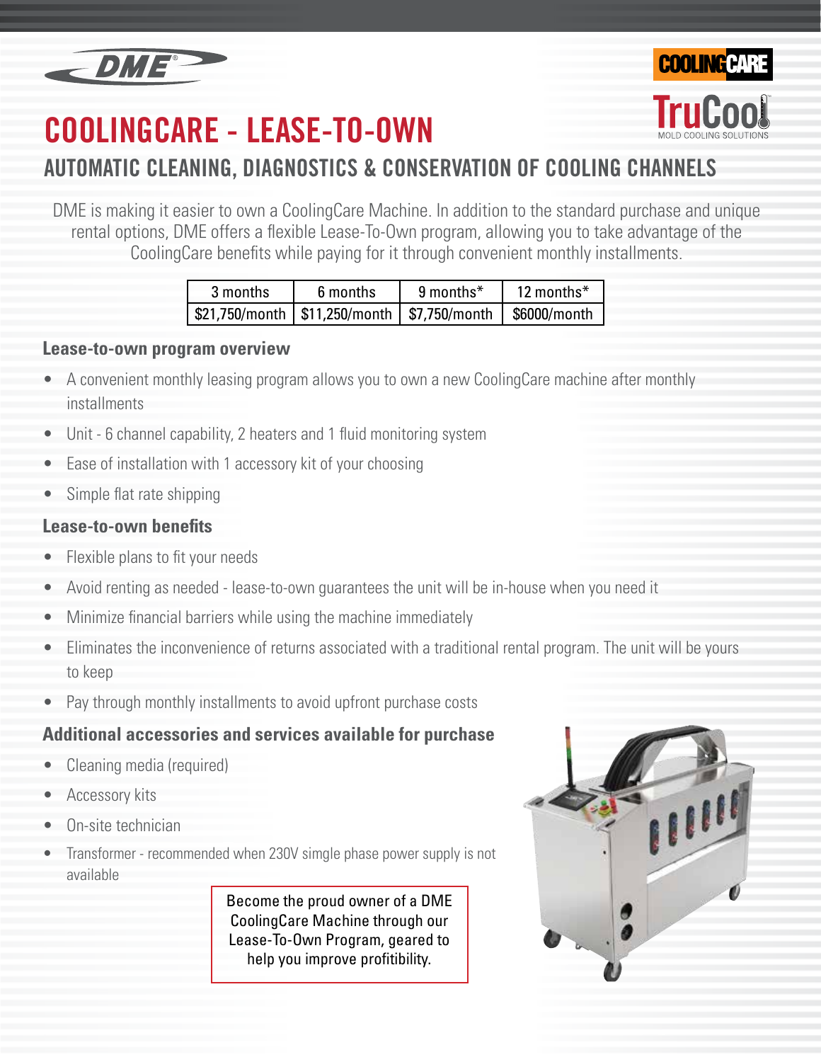# COOLINGCARE - LEASE-TO-OWN

## AUTOMATIC CLEANING, DIAGNOSTICS & CONSERVATION OF COOLING CHANNELS

DME is making it easier to own a CoolingCare Machine. In addition to the standard purchase and unique rental options, DME offers a flexible Lease-To-Own program, allowing you to take advantage of the CoolingCare benefits while paying for it through convenient monthly installments.

| 3 months | 6 months | 9 months* | 12 months* |
|---|---|---|---|
| $21,750/month | $11,250/month | $7,750/month | $6000/month |

### Lease-to-own program overview

- A convenient monthly leasing program allows you to own a new CoolingCare machine after monthly installments
- Unit - 6 channel capability, 2 heaters and 1 fluid monitoring system
- Ease of installation with 1 accessory kit of your choosing
- Simple flat rate shipping

### Lease-to-own benefits

- Flexible plans to fit your needs
- Avoid renting as needed - lease-to-own guarantees the unit will be in-house when you need it
- Minimize financial barriers while using the machine immediately
- Eliminates the inconvenience of returns associated with a traditional rental program. The unit will be yours to keep
- Pay through monthly installments to avoid upfront purchase costs

### Additional accessories and services available for purchase

- Cleaning media (required)
- Accessory kits
- On-site technician
- Transformer - recommended when 230V simgle phase power supply is not available

Become the proud owner of a DME CoolingCare Machine through our Lease-To-Own Program, geared to help you improve profitibility.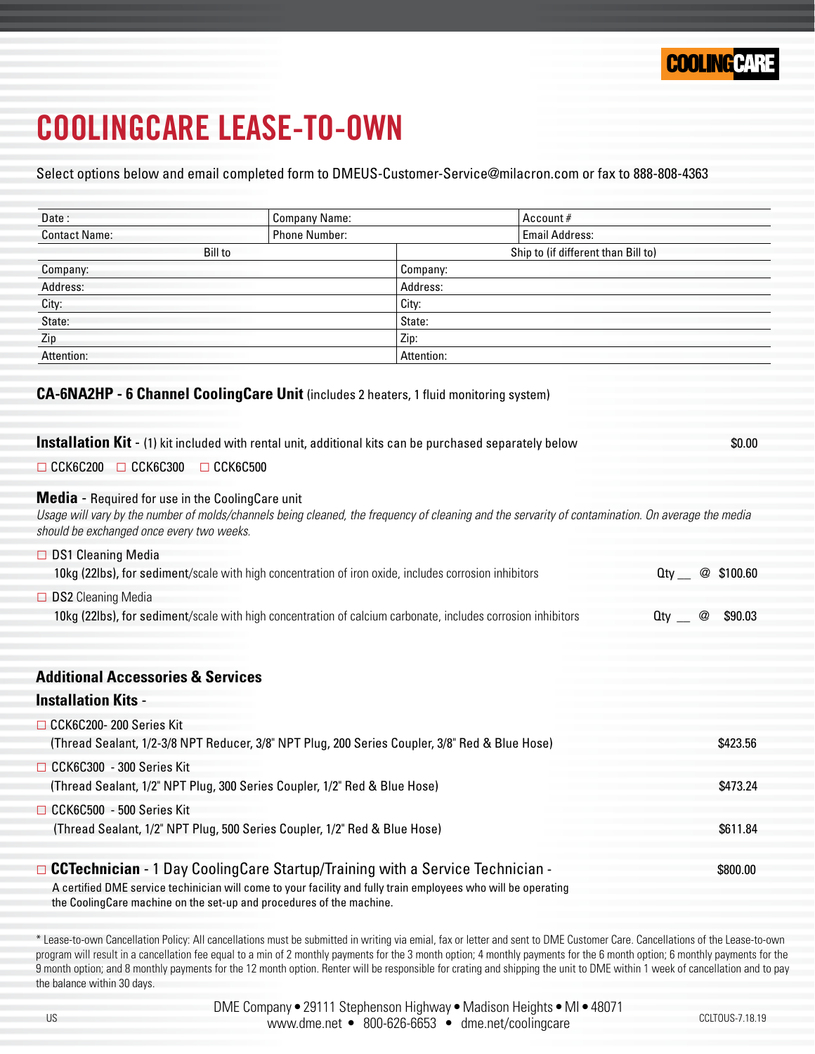# COOLINGCARE LEASE-TO-OWN

Select options below and email completed form to DMEUS-Customer-Service@milacron.com or fax to 888-808-4363

| | | |
|---|---|---|
| Date : | Company Name: | Account # |
| Contact Name: | Phone Number: | Email Address: |

| Bill to | Ship to (if different than Bill to) |
|---|---|
| Company: | Company: |
| Address: | Address: |
| City: | City: |
| State: | State: |
| Zip | Zip: |
| Attention: | Attention: |

**CA-6NA2HP - 6 Channel CoolingCare Unit** (includes 2 heaters, 1 fluid monitoring system)

**Installation Kit** - (1) kit included with rental unit, additional kits can be purchased separately below $0.00

☐ CCK6C200 ☐ CCK6C300 ☐ CCK6C500

**Media** - Required for use in the CoolingCare unit

*Usage will vary by the number of molds/channels being cleaned, the frequency of cleaning and the servarity of contamination. On average the media should be exchanged once every two weeks.*

☐ DS1 Cleaning Media
10kg (22lbs), for sediment/scale with high concentration of iron oxide, includes corrosion inhibitors Qty __ @ $100.60

☐ DS2 Cleaning Media
10kg (22lbs), for sediment/scale with high concentration of calcium carbonate, includes corrosion inhibitors Qty __ @ $90.03

## Additional Accessories & Services

### Installation Kits -

☐ CCK6C200- 200 Series Kit
(Thread Sealant, 1/2-3/8 NPT Reducer, 3/8" NPT Plug, 200 Series Coupler, 3/8" Red & Blue Hose) $423.56

☐ CCK6C300 - 300 Series Kit
(Thread Sealant, 1/2" NPT Plug, 300 Series Coupler, 1/2" Red & Blue Hose) $473.24

☐ CCK6C500 - 500 Series Kit
(Thread Sealant, 1/2" NPT Plug, 500 Series Coupler, 1/2" Red & Blue Hose) $611.84

☐ **CCTechnician** - 1 Day CoolingCare Startup/Training with a Service Technician - $800.00
A certified DME service techinician will come to your facility and fully train employees who will be operating the CoolingCare machine on the set-up and procedures of the machine.

* Lease-to-own Cancellation Policy: All cancellations must be submitted in writing via emial, fax or letter and sent to DME Customer Care. Cancellations of the Lease-to-own program will result in a cancellation fee equal to a min of 2 monthly payments for the 3 month option; 4 monthly payments for the 6 month option; 6 monthly payments for the 9 month option; and 8 monthly payments for the 12 month option. Renter will be responsible for crating and shipping the unit to DME within 1 week of cancellation and to pay the balance within 30 days.

DME Company • 29111 Stephenson Highway • Madison Heights • MI • 48071
www.dme.net • 800-626-6653 • dme.net/coolingcare

US CCLTOUS-7.18.19